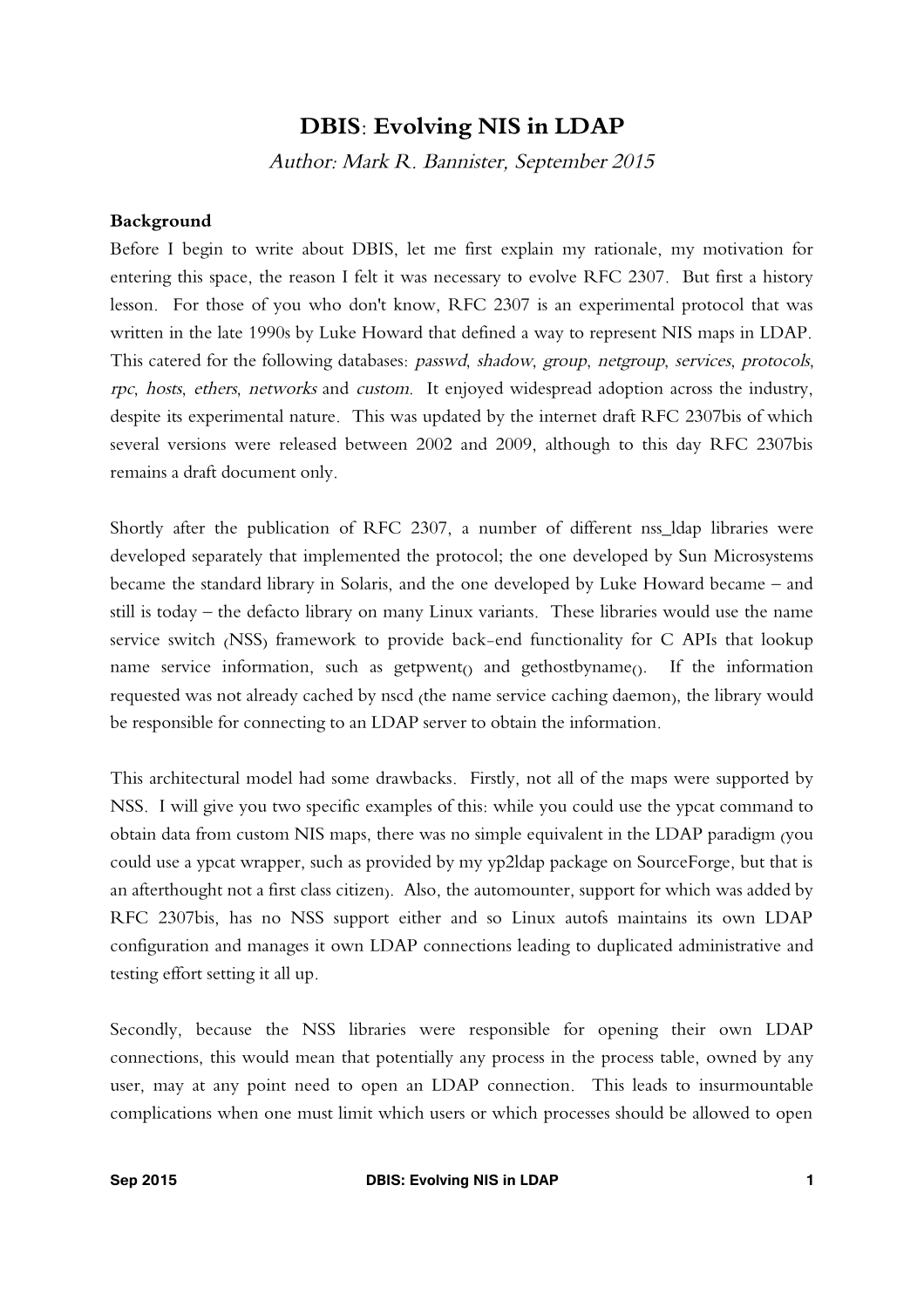# DBIS: Evolving NIS in LDAP

*Author: Mark R. Bannister, September 2015*

**Background**

Before I begin to write about DBIS, let me first explain my rationale, my motivation for entering this space, the reason I felt it was necessary to evolve RFC 2307. But first a history lesson. For those of you who don't know, RFC 2307 is an experimental protocol that was written in the late 1990s by Luke Howard that defined a way to represent NIS maps in LDAP. This catered for the following databases: *passwd*, *shadow*, *group*, *netgroup*, *services*, *protocols*, *rpc*, *hosts*, *ethers*, *networks* and *custom*. It enjoyed widespread adoption across the industry, despite its experimental nature. This was updated by the internet draft RFC 2307bis of which several versions were released between 2002 and 2009, although to this day RFC 2307bis remains a draft document only.

Shortly after the publication of RFC 2307, a number of different nss_ldap libraries were developed separately that implemented the protocol; the one developed by Sun Microsystems became the standard library in Solaris, and the one developed by Luke Howard became – and still is today – the defacto library on many Linux variants. These libraries would use the name service switch (NSS) framework to provide back-end functionality for C APIs that lookup name service information, such as getpwent() and gethostbyname(). If the information requested was not already cached by nscd (the name service caching daemon), the library would be responsible for connecting to an LDAP server to obtain the information.

This architectural model had some drawbacks. Firstly, not all of the maps were supported by NSS. I will give you two specific examples of this: while you could use the ypcat command to obtain data from custom NIS maps, there was no simple equivalent in the LDAP paradigm (you could use a ypcat wrapper, such as provided by my yp2ldap package on SourceForge, but that is an afterthought not a first class citizen). Also, the automounter, support for which was added by RFC 2307bis, has no NSS support either and so Linux autofs maintains its own LDAP configuration and manages it own LDAP connections leading to duplicated administrative and testing effort setting it all up.

Secondly, because the NSS libraries were responsible for opening their own LDAP connections, this would mean that potentially any process in the process table, owned by any user, may at any point need to open an LDAP connection. This leads to insurmountable complications when one must limit which users or which processes should be allowed to open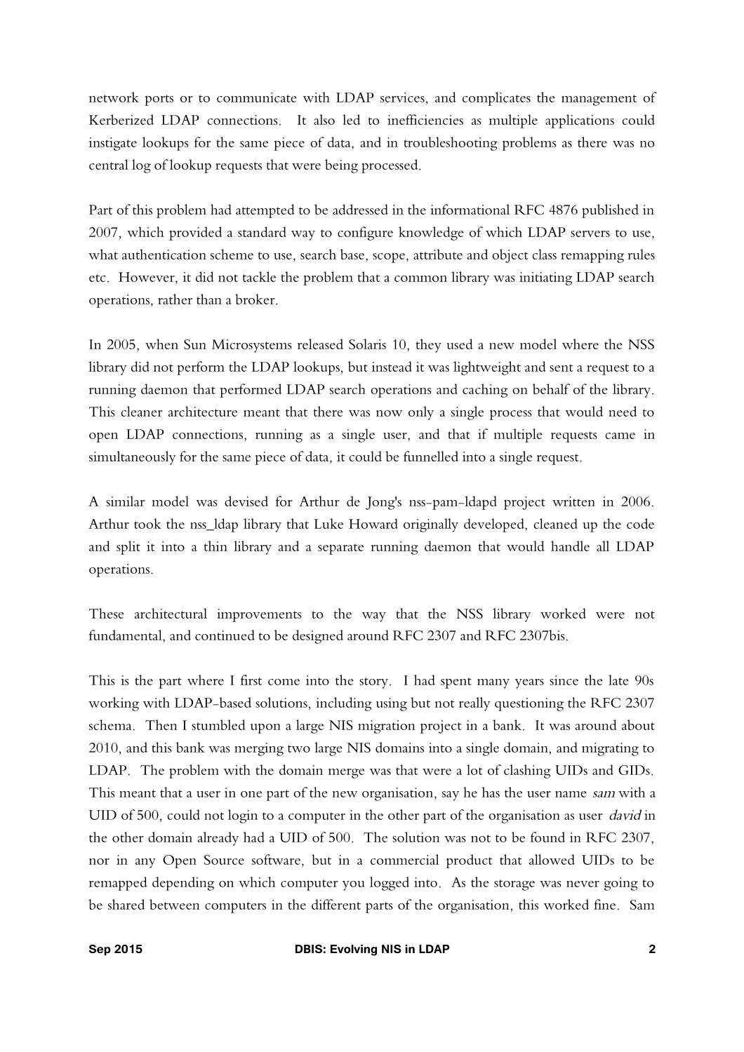network ports or to communicate with LDAP services, and complicates the management of Kerberized LDAP connections. It also led to inefficiencies as multiple applications could instigate lookups for the same piece of data, and in troubleshooting problems as there was no central log of lookup requests that were being processed.

Part of this problem had attempted to be addressed in the informational RFC 4876 published in 2007, which provided a standard way to configure knowledge of which LDAP servers to use, what authentication scheme to use, search base, scope, attribute and object class remapping rules etc. However, it did not tackle the problem that a common library was initiating LDAP search operations, rather than a broker.

In 2005, when Sun Microsystems released Solaris 10, they used a new model where the NSS library did not perform the LDAP lookups, but instead it was lightweight and sent a request to a running daemon that performed LDAP search operations and caching on behalf of the library. This cleaner architecture meant that there was now only a single process that would need to open LDAP connections, running as a single user, and that if multiple requests came in simultaneously for the same piece of data, it could be funnelled into a single request.

A similar model was devised for Arthur de Jong's nss-pam-ldapd project written in 2006. Arthur took the nss_ldap library that Luke Howard originally developed, cleaned up the code and split it into a thin library and a separate running daemon that would handle all LDAP operations.

These architectural improvements to the way that the NSS library worked were not fundamental, and continued to be designed around RFC 2307 and RFC 2307bis.

This is the part where I first come into the story. I had spent many years since the late 90s working with LDAP-based solutions, including using but not really questioning the RFC 2307 schema. Then I stumbled upon a large NIS migration project in a bank. It was around about 2010, and this bank was merging two large NIS domains into a single domain, and migrating to LDAP. The problem with the domain merge was that were a lot of clashing UIDs and GIDs. This meant that a user in one part of the new organisation, say he has the user name *sam* with a UID of 500, could not login to a computer in the other part of the organisation as user *david* in the other domain already had a UID of 500. The solution was not to be found in RFC 2307, nor in any Open Source software, but in a commercial product that allowed UIDs to be remapped depending on which computer you logged into. As the storage was never going to be shared between computers in the different parts of the organisation, this worked fine. Sam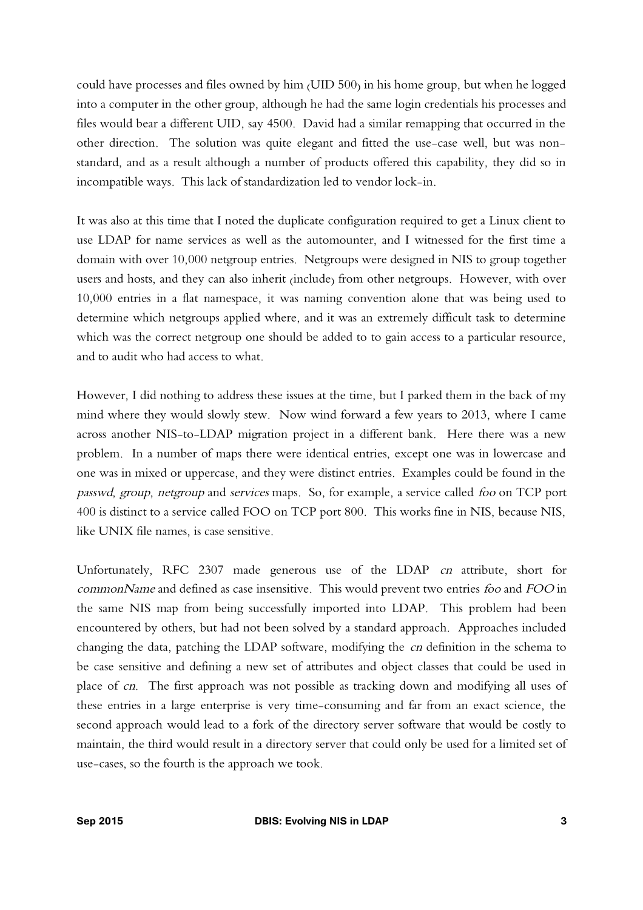could have processes and files owned by him (UID 500) in his home group, but when he logged into a computer in the other group, although he had the same login credentials his processes and files would bear a different UID, say 4500. David had a similar remapping that occurred in the other direction. The solution was quite elegant and fitted the use-case well, but was non-standard, and as a result although a number of products offered this capability, they did so in incompatible ways. This lack of standardization led to vendor lock-in.

It was also at this time that I noted the duplicate configuration required to get a Linux client to use LDAP for name services as well as the automounter, and I witnessed for the first time a domain with over 10,000 netgroup entries. Netgroups were designed in NIS to group together users and hosts, and they can also inherit (include) from other netgroups. However, with over 10,000 entries in a flat namespace, it was naming convention alone that was being used to determine which netgroups applied where, and it was an extremely difficult task to determine which was the correct netgroup one should be added to to gain access to a particular resource, and to audit who had access to what.

However, I did nothing to address these issues at the time, but I parked them in the back of my mind where they would slowly stew. Now wind forward a few years to 2013, where I came across another NIS-to-LDAP migration project in a different bank. Here there was a new problem. In a number of maps there were identical entries, except one was in lowercase and one was in mixed or uppercase, and they were distinct entries. Examples could be found in the *passwd*, *group*, *netgroup* and *services* maps. So, for example, a service called *foo* on TCP port 400 is distinct to a service called FOO on TCP port 800. This works fine in NIS, because NIS, like UNIX file names, is case sensitive.

Unfortunately, RFC 2307 made generous use of the LDAP *cn* attribute, short for *commonName* and defined as case insensitive. This would prevent two entries *foo* and *FOO* in the same NIS map from being successfully imported into LDAP. This problem had been encountered by others, but had not been solved by a standard approach. Approaches included changing the data, patching the LDAP software, modifying the *cn* definition in the schema to be case sensitive and defining a new set of attributes and object classes that could be used in place of *cn*. The first approach was not possible as tracking down and modifying all uses of these entries in a large enterprise is very time-consuming and far from an exact science, the second approach would lead to a fork of the directory server software that would be costly to maintain, the third would result in a directory server that could only be used for a limited set of use-cases, so the fourth is the approach we took.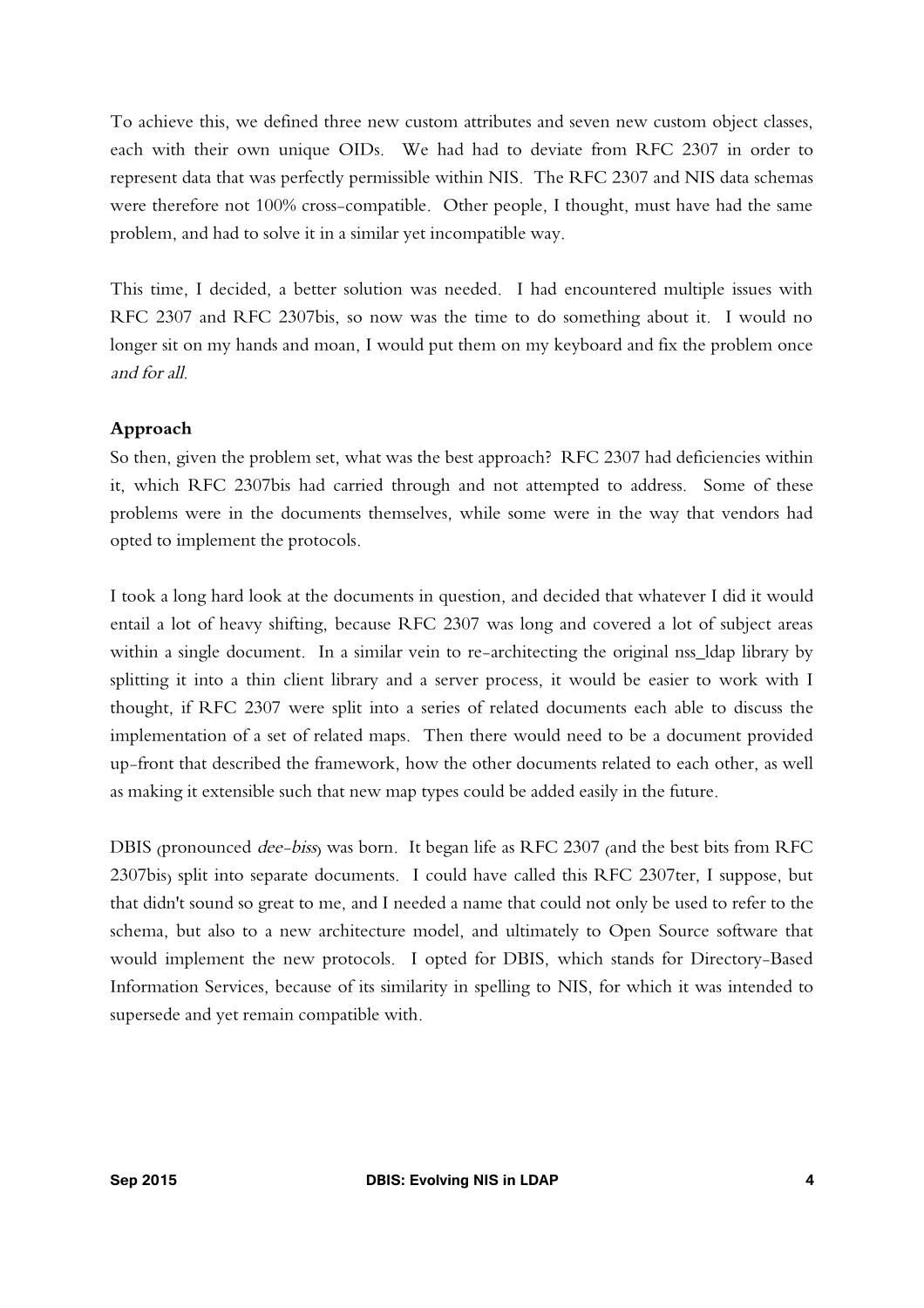To achieve this, we defined three new custom attributes and seven new custom object classes, each with their own unique OIDs. We had had to deviate from RFC 2307 in order to represent data that was perfectly permissible within NIS. The RFC 2307 and NIS data schemas were therefore not 100% cross-compatible. Other people, I thought, must have had the same problem, and had to solve it in a similar yet incompatible way.

This time, I decided, a better solution was needed. I had encountered multiple issues with RFC 2307 and RFC 2307bis, so now was the time to do something about it. I would no longer sit on my hands and moan, I would put them on my keyboard and fix the problem once *and for all*.

**Approach**

So then, given the problem set, what was the best approach? RFC 2307 had deficiencies within it, which RFC 2307bis had carried through and not attempted to address. Some of these problems were in the documents themselves, while some were in the way that vendors had opted to implement the protocols.

I took a long hard look at the documents in question, and decided that whatever I did it would entail a lot of heavy shifting, because RFC 2307 was long and covered a lot of subject areas within a single document. In a similar vein to re-architecting the original nss_ldap library by splitting it into a thin client library and a server process, it would be easier to work with I thought, if RFC 2307 were split into a series of related documents each able to discuss the implementation of a set of related maps. Then there would need to be a document provided up-front that described the framework, how the other documents related to each other, as well as making it extensible such that new map types could be added easily in the future.

DBIS (pronounced *dee-biss*) was born. It began life as RFC 2307 (and the best bits from RFC 2307bis) split into separate documents. I could have called this RFC 2307ter, I suppose, but that didn't sound so great to me, and I needed a name that could not only be used to refer to the schema, but also to a new architecture model, and ultimately to Open Source software that would implement the new protocols. I opted for DBIS, which stands for Directory-Based Information Services, because of its similarity in spelling to NIS, for which it was intended to supersede and yet remain compatible with.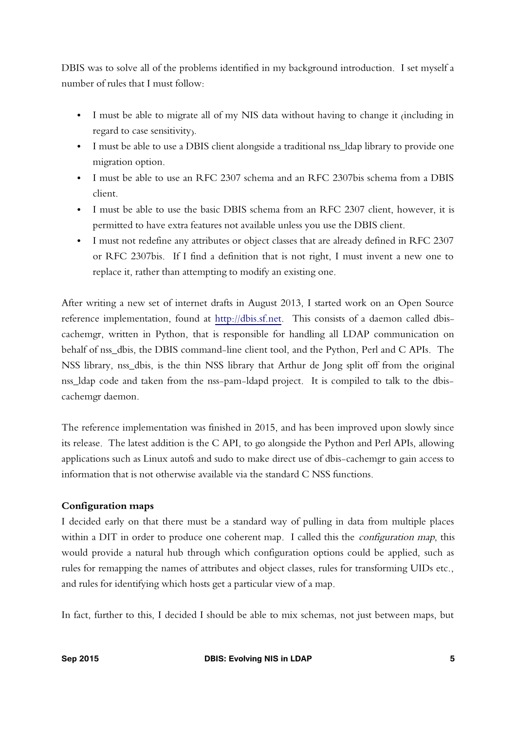DBIS was to solve all of the problems identified in my background introduction. I set myself a number of rules that I must follow:

- I must be able to migrate all of my NIS data without having to change it (including in regard to case sensitivity).
- I must be able to use a DBIS client alongside a traditional nss_ldap library to provide one migration option.
- I must be able to use an RFC 2307 schema and an RFC 2307bis schema from a DBIS client.
- I must be able to use the basic DBIS schema from an RFC 2307 client, however, it is permitted to have extra features not available unless you use the DBIS client.
- I must not redefine any attributes or object classes that are already defined in RFC 2307 or RFC 2307bis. If I find a definition that is not right, I must invent a new one to replace it, rather than attempting to modify an existing one.

After writing a new set of internet drafts in August 2013, I started work on an Open Source reference implementation, found at [http://dbis.sf.net](http://dbis.sf.net). This consists of a daemon called dbis-cachemgr, written in Python, that is responsible for handling all LDAP communication on behalf of nss_dbis, the DBIS command-line client tool, and the Python, Perl and C APIs. The NSS library, nss_dbis, is the thin NSS library that Arthur de Jong split off from the original nss_ldap code and taken from the nss-pam-ldapd project. It is compiled to talk to the dbis-cachemgr daemon.

The reference implementation was finished in 2015, and has been improved upon slowly since its release. The latest addition is the C API, to go alongside the Python and Perl APIs, allowing applications such as Linux autofs and sudo to make direct use of dbis-cachemgr to gain access to information that is not otherwise available via the standard C NSS functions.

**Configuration maps**

I decided early on that there must be a standard way of pulling in data from multiple places within a DIT in order to produce one coherent map. I called this the *configuration map*, this would provide a natural hub through which configuration options could be applied, such as rules for remapping the names of attributes and object classes, rules for transforming UIDs etc., and rules for identifying which hosts get a particular view of a map.

In fact, further to this, I decided I should be able to mix schemas, not just between maps, but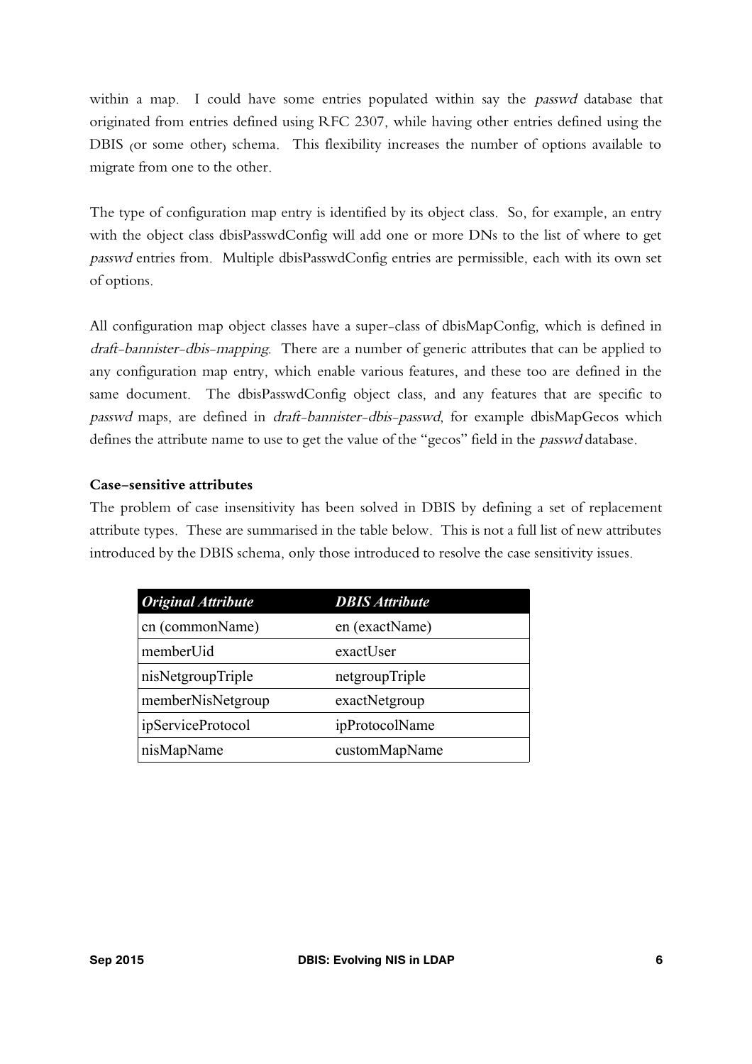within a map. I could have some entries populated within say the *passwd* database that originated from entries defined using RFC 2307, while having other entries defined using the DBIS (or some other) schema. This flexibility increases the number of options available to migrate from one to the other.

The type of configuration map entry is identified by its object class. So, for example, an entry with the object class dbisPasswdConfig will add one or more DNs to the list of where to get *passwd* entries from. Multiple dbisPasswdConfig entries are permissible, each with its own set of options.

All configuration map object classes have a super-class of dbisMapConfig, which is defined in *draft-bannister-dbis-mapping*. There are a number of generic attributes that can be applied to any configuration map entry, which enable various features, and these too are defined in the same document. The dbisPasswdConfig object class, and any features that are specific to *passwd* maps, are defined in *draft-bannister-dbis-passwd*, for example dbisMapGecos which defines the attribute name to use to get the value of the "gecos" field in the *passwd* database.

**Case-sensitive attributes**

The problem of case insensitivity has been solved in DBIS by defining a set of replacement attribute types. These are summarised in the table below. This is not a full list of new attributes introduced by the DBIS schema, only those introduced to resolve the case sensitivity issues.

| *Original Attribute* | *DBIS Attribute* |
|---|---|
| cn (commonName) | en (exactName) |
| memberUid | exactUser |
| nisNetgroupTriple | netgroupTriple |
| memberNisNetgroup | exactNetgroup |
| ipServiceProtocol | ipProtocolName |
| nisMapName | customMapName |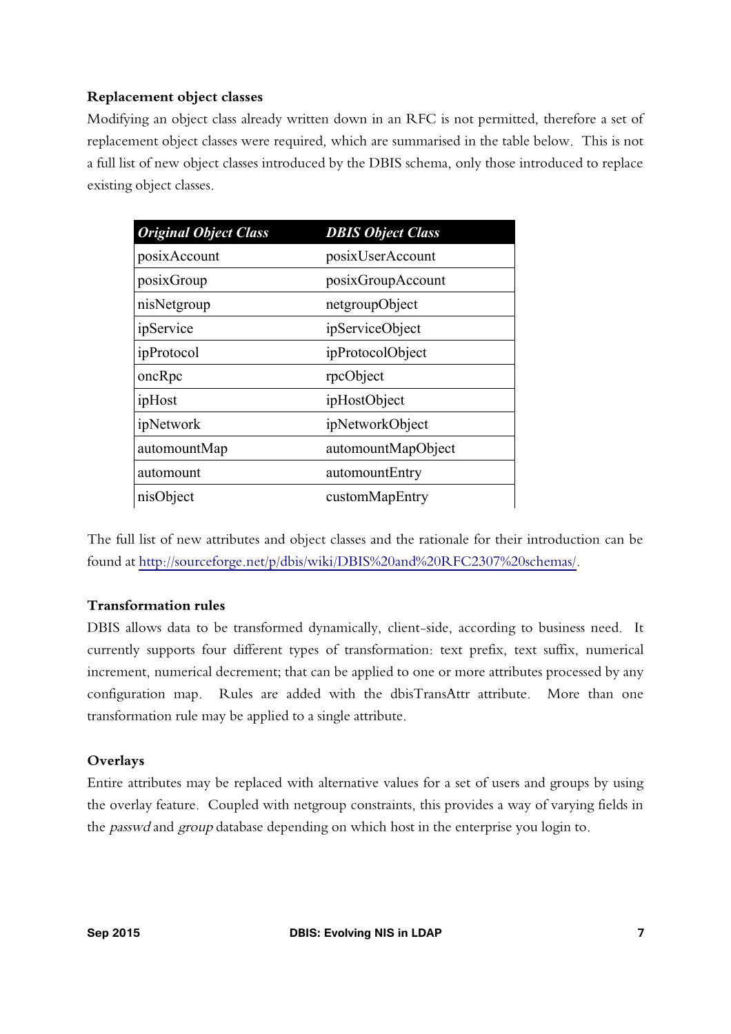**Replacement object classes**

Modifying an object class already written down in an RFC is not permitted, therefore a set of replacement object classes were required, which are summarised in the table below. This is not a full list of new object classes introduced by the DBIS schema, only those introduced to replace existing object classes.

| *Original Object Class* | *DBIS Object Class* |
|---|---|
| posixAccount | posixUserAccount |
| posixGroup | posixGroupAccount |
| nisNetgroup | netgroupObject |
| ipService | ipServiceObject |
| ipProtocol | ipProtocolObject |
| oncRpc | rpcObject |
| ipHost | ipHostObject |
| ipNetwork | ipNetworkObject |
| automountMap | automountMapObject |
| automount | automountEntry |
| nisObject | customMapEntry |

The full list of new attributes and object classes and the rationale for their introduction can be found at http://sourceforge.net/p/dbis/wiki/DBIS%20and%20RFC2307%20schemas/.

**Transformation rules**

DBIS allows data to be transformed dynamically, client-side, according to business need. It currently supports four different types of transformation: text prefix, text suffix, numerical increment, numerical decrement; that can be applied to one or more attributes processed by any configuration map. Rules are added with the dbisTransAttr attribute. More than one transformation rule may be applied to a single attribute.

**Overlays**

Entire attributes may be replaced with alternative values for a set of users and groups by using the overlay feature. Coupled with netgroup constraints, this provides a way of varying fields in the *passwd* and *group* database depending on which host in the enterprise you login to.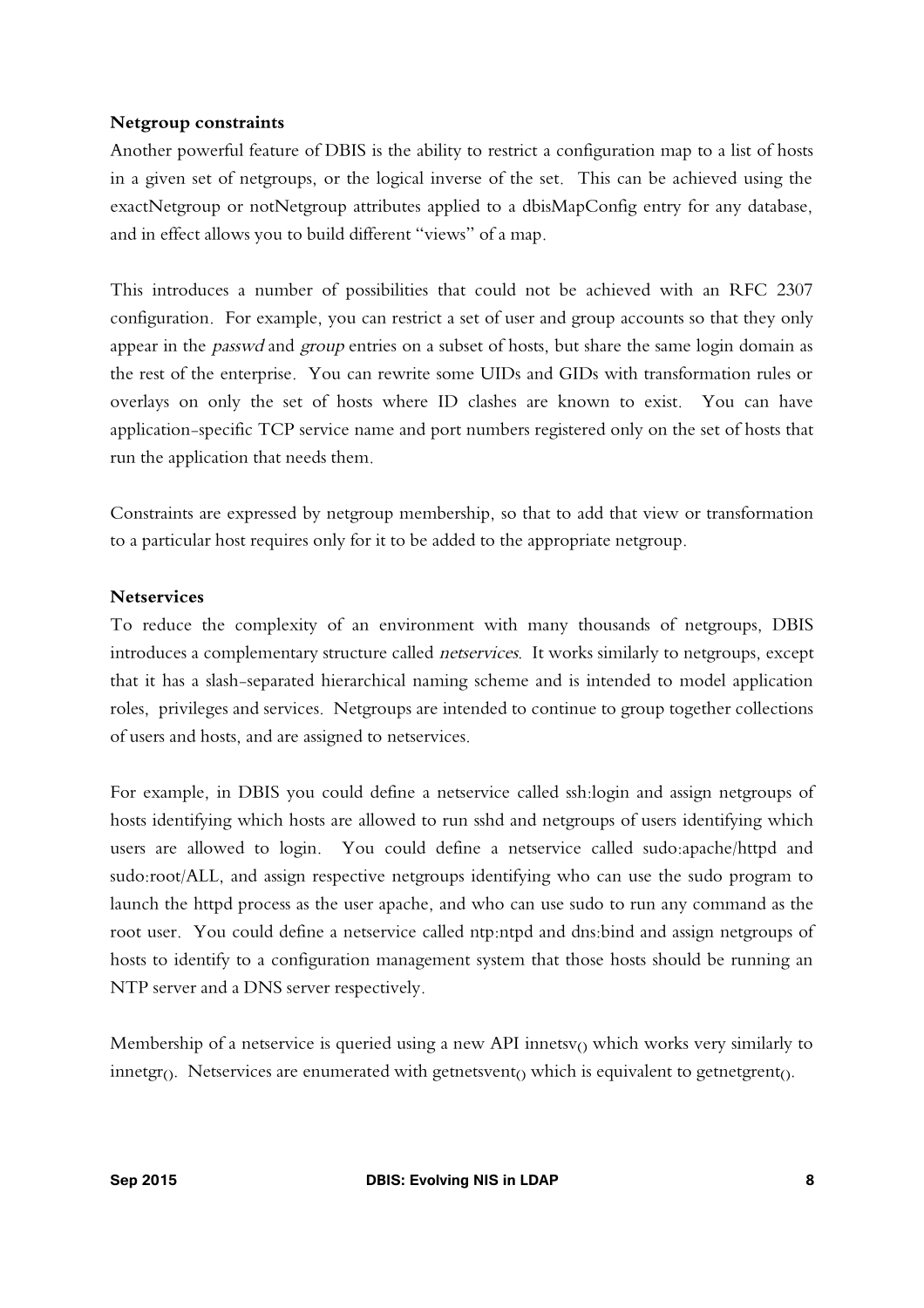**Netgroup constraints**

Another powerful feature of DBIS is the ability to restrict a configuration map to a list of hosts in a given set of netgroups, or the logical inverse of the set. This can be achieved using the exactNetgroup or notNetgroup attributes applied to a dbisMapConfig entry for any database, and in effect allows you to build different "views" of a map.

This introduces a number of possibilities that could not be achieved with an RFC 2307 configuration. For example, you can restrict a set of user and group accounts so that they only appear in the *passwd* and *group* entries on a subset of hosts, but share the same login domain as the rest of the enterprise. You can rewrite some UIDs and GIDs with transformation rules or overlays on only the set of hosts where ID clashes are known to exist. You can have application-specific TCP service name and port numbers registered only on the set of hosts that run the application that needs them.

Constraints are expressed by netgroup membership, so that to add that view or transformation to a particular host requires only for it to be added to the appropriate netgroup.

**Netservices**

To reduce the complexity of an environment with many thousands of netgroups, DBIS introduces a complementary structure called *netservices*. It works similarly to netgroups, except that it has a slash-separated hierarchical naming scheme and is intended to model application roles, privileges and services. Netgroups are intended to continue to group together collections of users and hosts, and are assigned to netservices.

For example, in DBIS you could define a netservice called ssh:login and assign netgroups of hosts identifying which hosts are allowed to run sshd and netgroups of users identifying which users are allowed to login. You could define a netservice called sudo:apache/httpd and sudo:root/ALL, and assign respective netgroups identifying who can use the sudo program to launch the httpd process as the user apache, and who can use sudo to run any command as the root user. You could define a netservice called ntp:ntpd and dns:bind and assign netgroups of hosts to identify to a configuration management system that those hosts should be running an NTP server and a DNS server respectively.

Membership of a netservice is queried using a new API innetsv() which works very similarly to innetgr(). Netservices are enumerated with getnetsvent() which is equivalent to getnetgrent().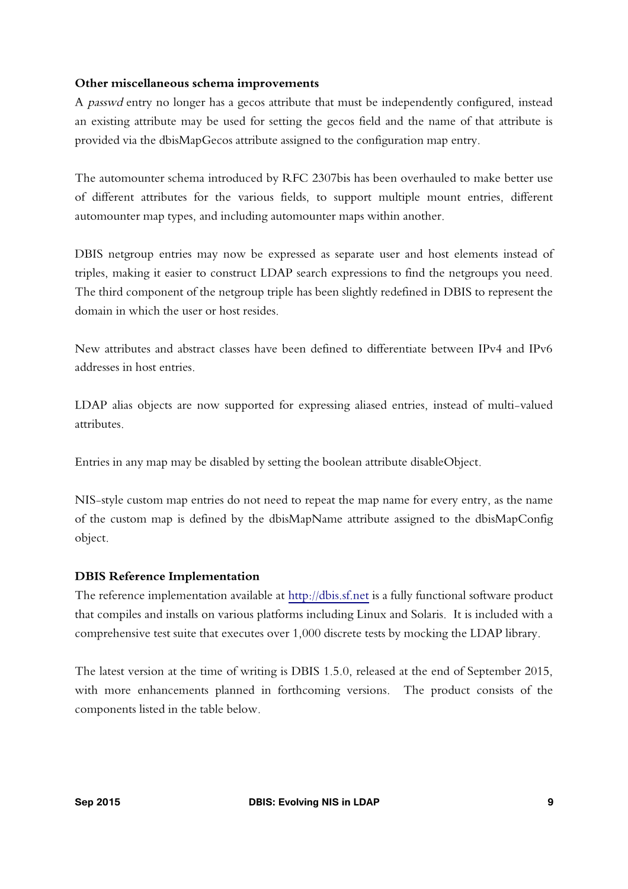**Other miscellaneous schema improvements**

A *passwd* entry no longer has a gecos attribute that must be independently configured, instead an existing attribute may be used for setting the gecos field and the name of that attribute is provided via the dbisMapGecos attribute assigned to the configuration map entry.

The automounter schema introduced by RFC 2307bis has been overhauled to make better use of different attributes for the various fields, to support multiple mount entries, different automounter map types, and including automounter maps within another.

DBIS netgroup entries may now be expressed as separate user and host elements instead of triples, making it easier to construct LDAP search expressions to find the netgroups you need. The third component of the netgroup triple has been slightly redefined in DBIS to represent the domain in which the user or host resides.

New attributes and abstract classes have been defined to differentiate between IPv4 and IPv6 addresses in host entries.

LDAP alias objects are now supported for expressing aliased entries, instead of multi-valued attributes.

Entries in any map may be disabled by setting the boolean attribute disableObject.

NIS-style custom map entries do not need to repeat the map name for every entry, as the name of the custom map is defined by the dbisMapName attribute assigned to the dbisMapConfig object.

**DBIS Reference Implementation**

The reference implementation available at [http://dbis.sf.net](http://dbis.sf.net) is a fully functional software product that compiles and installs on various platforms including Linux and Solaris. It is included with a comprehensive test suite that executes over 1,000 discrete tests by mocking the LDAP library.

The latest version at the time of writing is DBIS 1.5.0, released at the end of September 2015, with more enhancements planned in forthcoming versions. The product consists of the components listed in the table below.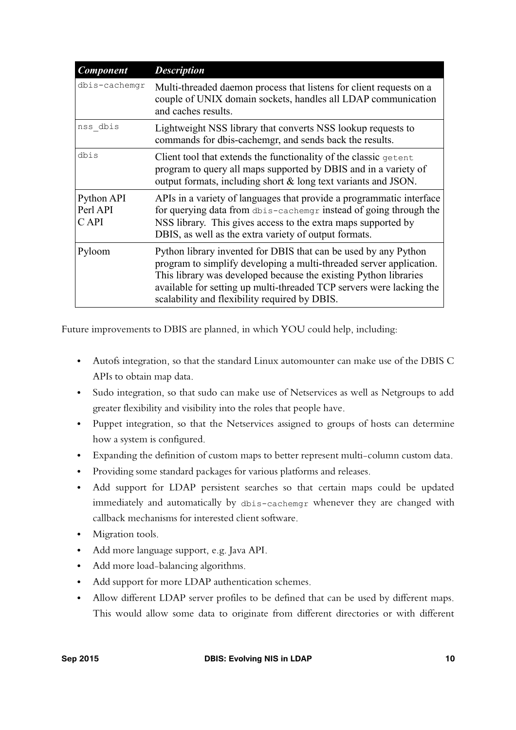| ***Component*** | ***Description*** |
| --- | --- |
| `dbis-cachemgr` | Multi-threaded daemon process that listens for client requests on a couple of UNIX domain sockets, handles all LDAP communication and caches results. |
| `nss_dbis` | Lightweight NSS library that converts NSS lookup requests to commands for dbis-cachemgr, and sends back the results. |
| `dbis` | Client tool that extends the functionality of the classic `getent` program to query all maps supported by DBIS and in a variety of output formats, including short & long text variants and JSON. |
| Python API<br>Perl API<br>C API | APIs in a variety of languages that provide a programmatic interface for querying data from `dbis-cachemgr` instead of going through the NSS library. This gives access to the extra maps supported by DBIS, as well as the extra variety of output formats. |
| Pyloom | Python library invented for DBIS that can be used by any Python program to simplify developing a multi-threaded server application. This library was developed because the existing Python libraries available for setting up multi-threaded TCP servers were lacking the scalability and flexibility required by DBIS. |

Future improvements to DBIS are planned, in which YOU could help, including:

- Autofs integration, so that the standard Linux automounter can make use of the DBIS C APIs to obtain map data.
- Sudo integration, so that sudo can make use of Netservices as well as Netgroups to add greater flexibility and visibility into the roles that people have.
- Puppet integration, so that the Netservices assigned to groups of hosts can determine how a system is configured.
- Expanding the definition of custom maps to better represent multi-column custom data.
- Providing some standard packages for various platforms and releases.
- Add support for LDAP persistent searches so that certain maps could be updated immediately and automatically by `dbis-cachemgr` whenever they are changed with callback mechanisms for interested client software.
- Migration tools.
- Add more language support, e.g. Java API.
- Add more load-balancing algorithms.
- Add support for more LDAP authentication schemes.
- Allow different LDAP server profiles to be defined that can be used by different maps. This would allow some data to originate from different directories or with different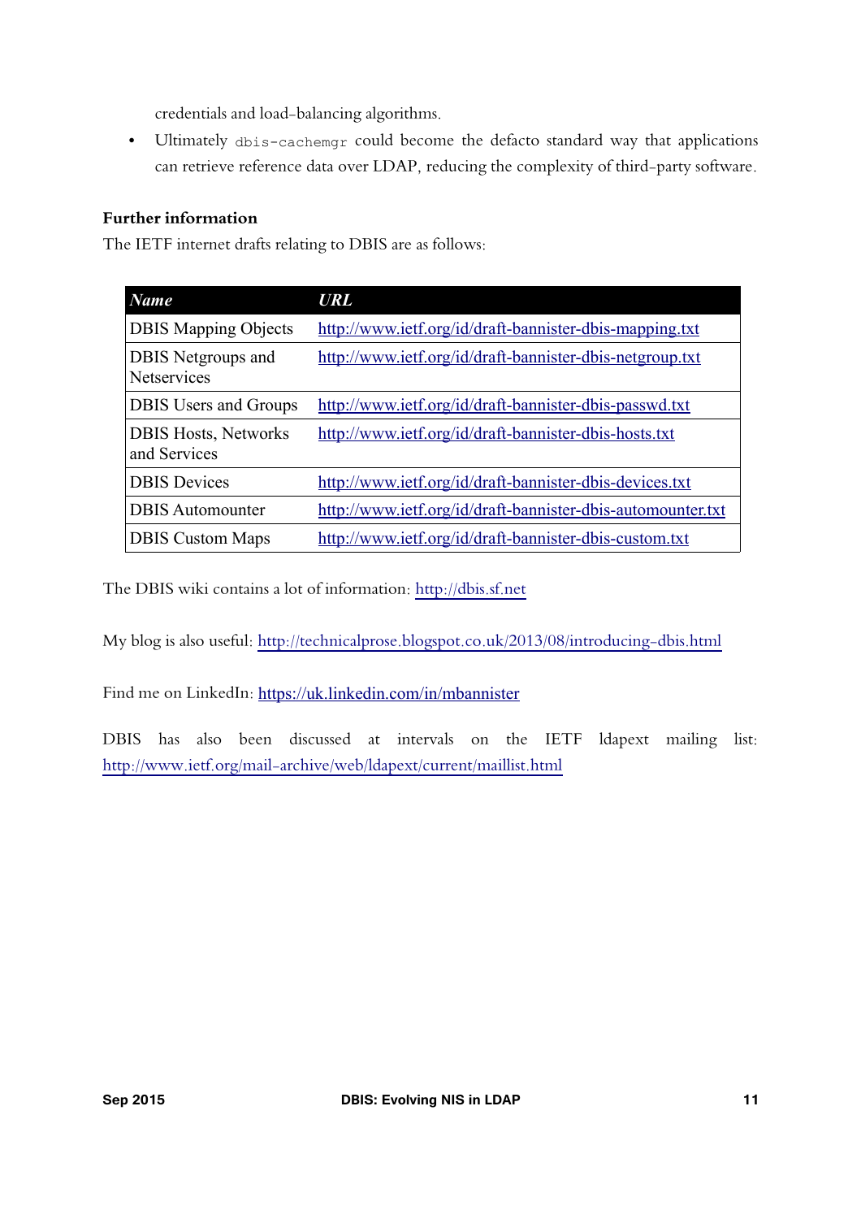credentials and load-balancing algorithms.

- Ultimately `dbis-cachemgr` could become the defacto standard way that applications can retrieve reference data over LDAP, reducing the complexity of third-party software.

**Further information**

The IETF internet drafts relating to DBIS are as follows:

| *Name* | *URL* |
| --- | --- |
| DBIS Mapping Objects | http://www.ietf.org/id/draft-bannister-dbis-mapping.txt |
| DBIS Netgroups and Netservices | http://www.ietf.org/id/draft-bannister-dbis-netgroup.txt |
| DBIS Users and Groups | http://www.ietf.org/id/draft-bannister-dbis-passwd.txt |
| DBIS Hosts, Networks and Services | http://www.ietf.org/id/draft-bannister-dbis-hosts.txt |
| DBIS Devices | http://www.ietf.org/id/draft-bannister-dbis-devices.txt |
| DBIS Automounter | http://www.ietf.org/id/draft-bannister-dbis-automounter.txt |
| DBIS Custom Maps | http://www.ietf.org/id/draft-bannister-dbis-custom.txt |

The DBIS wiki contains a lot of information: http://dbis.sf.net

My blog is also useful: http://technicalprose.blogspot.co.uk/2013/08/introducing-dbis.html

Find me on LinkedIn: https://uk.linkedin.com/in/mbannister

DBIS has also been discussed at intervals on the IETF ldapext mailing list: http://www.ietf.org/mail-archive/web/ldapext/current/maillist.html